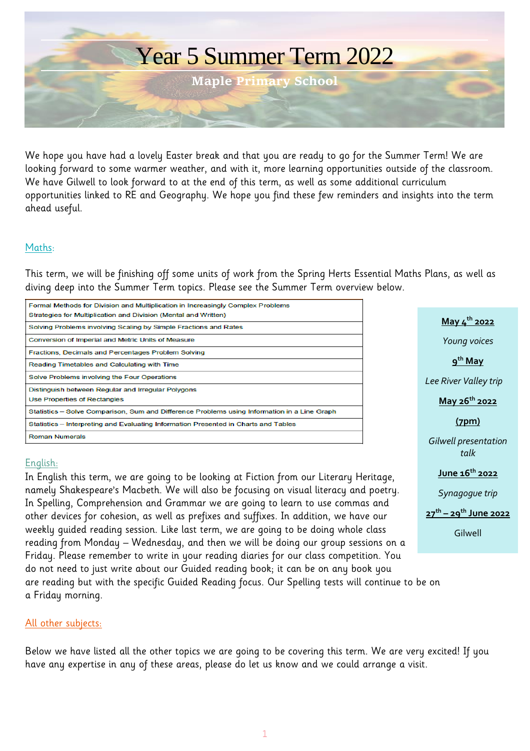# Year 5 Summer Term 2022

## Maple Primary School

We hope you have had a lovely Easter break and that you are ready to go for the Summer Term! We are looking forward to some warmer weather, and with it, more learning opportunities outside of the classroom. We have Gilwell to look forward to at the end of this term, as well as some additional curriculum opportunities linked to RE and Geography. We hope you find these few reminders and insights into the term ahead useful.

### Maths:

This term, we will be finishing off some units of work from the Spring Herts Essential Maths Plans, as well as diving deep into the Summer Term topics. Please see the Summer Term overview below.

| |
|---|
| Formal Methods for Division and Multiplication in Increasingly Complex Problems<br>Strategies for Multiplication and Division (Mental and Written) |
| Solving Problems involving Scaling by Simple Fractions and Rates |
| Conversion of Imperial and Metric Units of Measure |
| Fractions, Decimals and Percentages Problem Solving |
| Reading Timetables and Calculating with Time |
| Solve Problems involving the Four Operations |
| Distinguish between Regular and Irregular Polygons<br>Use Properties of Rectangles |
| Statistics – Solve Comparison, Sum and Difference Problems using Information in a Line Graph |
| Statistics – Interpreting and Evaluating Information Presented in Charts and Tables |
| Roman Numerals |

**May 4th 2022**

*Young voices*

**9th May**

*Lee River Valley trip*

**May 26th 2022**

**(7pm)**

*Gilwell presentation talk*

**June 16th 2022**

*Synagogue trip*

**27th – 29th June 2022**

Gilwell

### English:

In English this term, we are going to be looking at Fiction from our Literary Heritage, namely Shakespeare's Macbeth. We will also be focusing on visual literacy and poetry. In Spelling, Comprehension and Grammar we are going to learn to use commas and other devices for cohesion, as well as prefixes and suffixes. In addition, we have our weekly guided reading session. Like last term, we are going to be doing whole class reading from Monday – Wednesday, and then we will be doing our group sessions on a Friday. Please remember to write in your reading diaries for our class competition. You do not need to just write about our Guided reading book; it can be on any book you are reading but with the specific Guided Reading focus. Our Spelling tests will continue to be on a Friday morning.

### All other subjects:

Below we have listed all the other topics we are going to be covering this term. We are very excited! If you have any expertise in any of these areas, please do let us know and we could arrange a visit.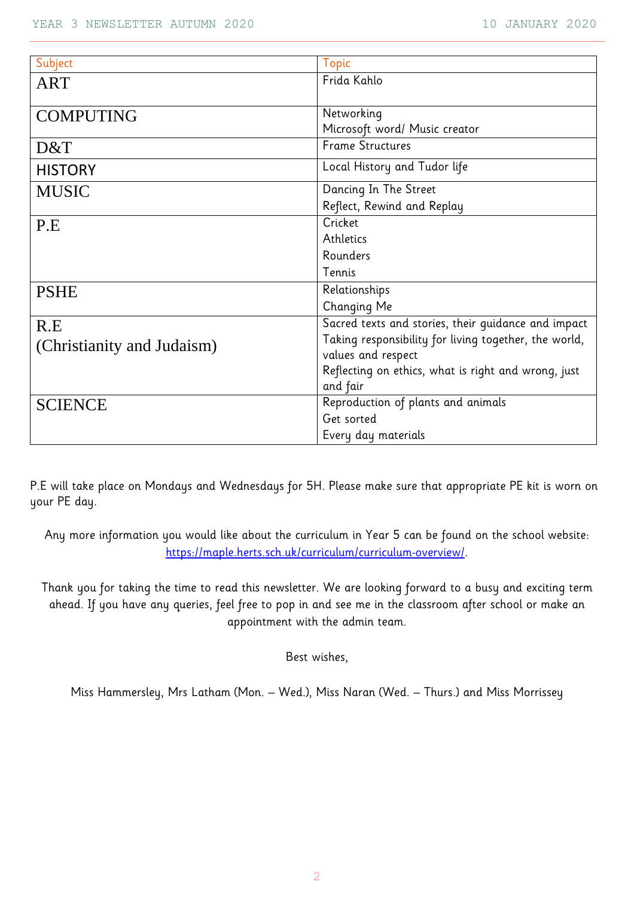| Subject | Topic |
|---|---|
| ART | Frida Kahlo |
| COMPUTING | Networking<br>Microsoft word/ Music creator |
| D&T | Frame Structures |
| HISTORY | Local History and Tudor life |
| MUSIC | Dancing In The Street<br>Reflect, Rewind and Replay |
| P.E | Cricket<br>Athletics<br>Rounders<br>Tennis |
| PSHE | Relationships<br>Changing Me |
| R.E<br>(Christianity and Judaism) | Sacred texts and stories, their guidance and impact<br>Taking responsibility for living together, the world, values and respect<br>Reflecting on ethics, what is right and wrong, just and fair |
| SCIENCE | Reproduction of plants and animals<br>Get sorted<br>Every day materials |

P.E will take place on Mondays and Wednesdays for 5H. Please make sure that appropriate PE kit is worn on your PE day.

Any more information you would like about the curriculum in Year 5 can be found on the school website: https://maple.herts.sch.uk/curriculum/curriculum-overview/.

Thank you for taking the time to read this newsletter. We are looking forward to a busy and exciting term ahead. If you have any queries, feel free to pop in and see me in the classroom after school or make an appointment with the admin team.

Best wishes,

Miss Hammersley, Mrs Latham (Mon. – Wed.), Miss Naran (Wed. – Thurs.) and Miss Morrissey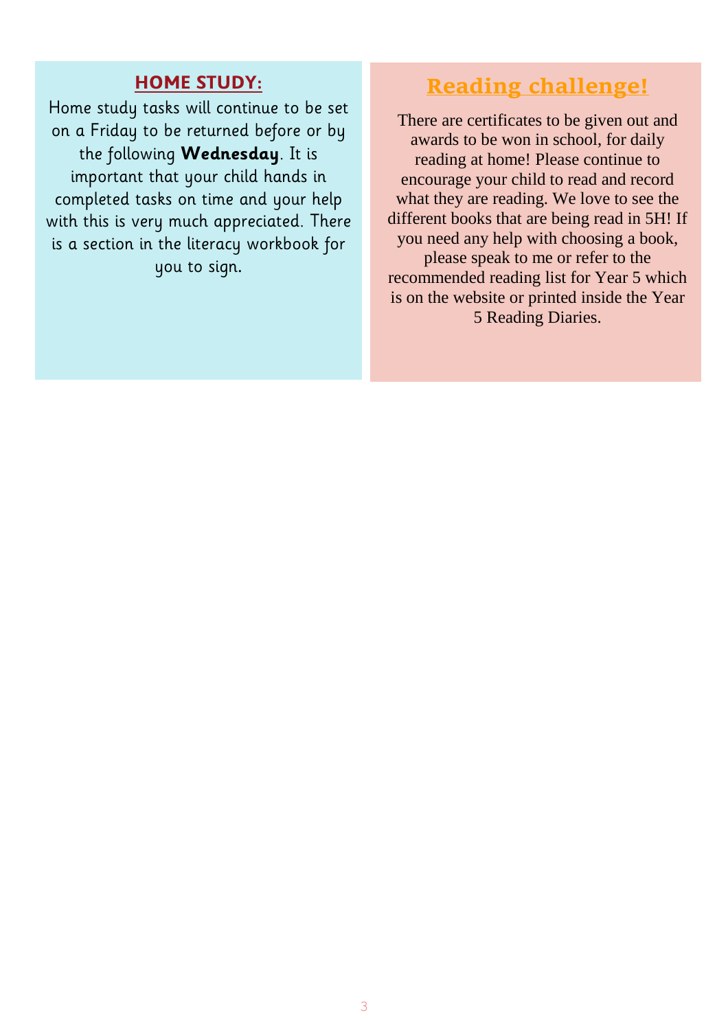## HOME STUDY:

Home study tasks will continue to be set on a Friday to be returned before or by the following **Wednesday**. It is important that your child hands in completed tasks on time and your help with this is very much appreciated. There is a section in the literacy workbook for you to sign.

## Reading challenge!

There are certificates to be given out and awards to be won in school, for daily reading at home! Please continue to encourage your child to read and record what they are reading. We love to see the different books that are being read in 5H! If you need any help with choosing a book, please speak to me or refer to the recommended reading list for Year 5 which is on the website or printed inside the Year 5 Reading Diaries.